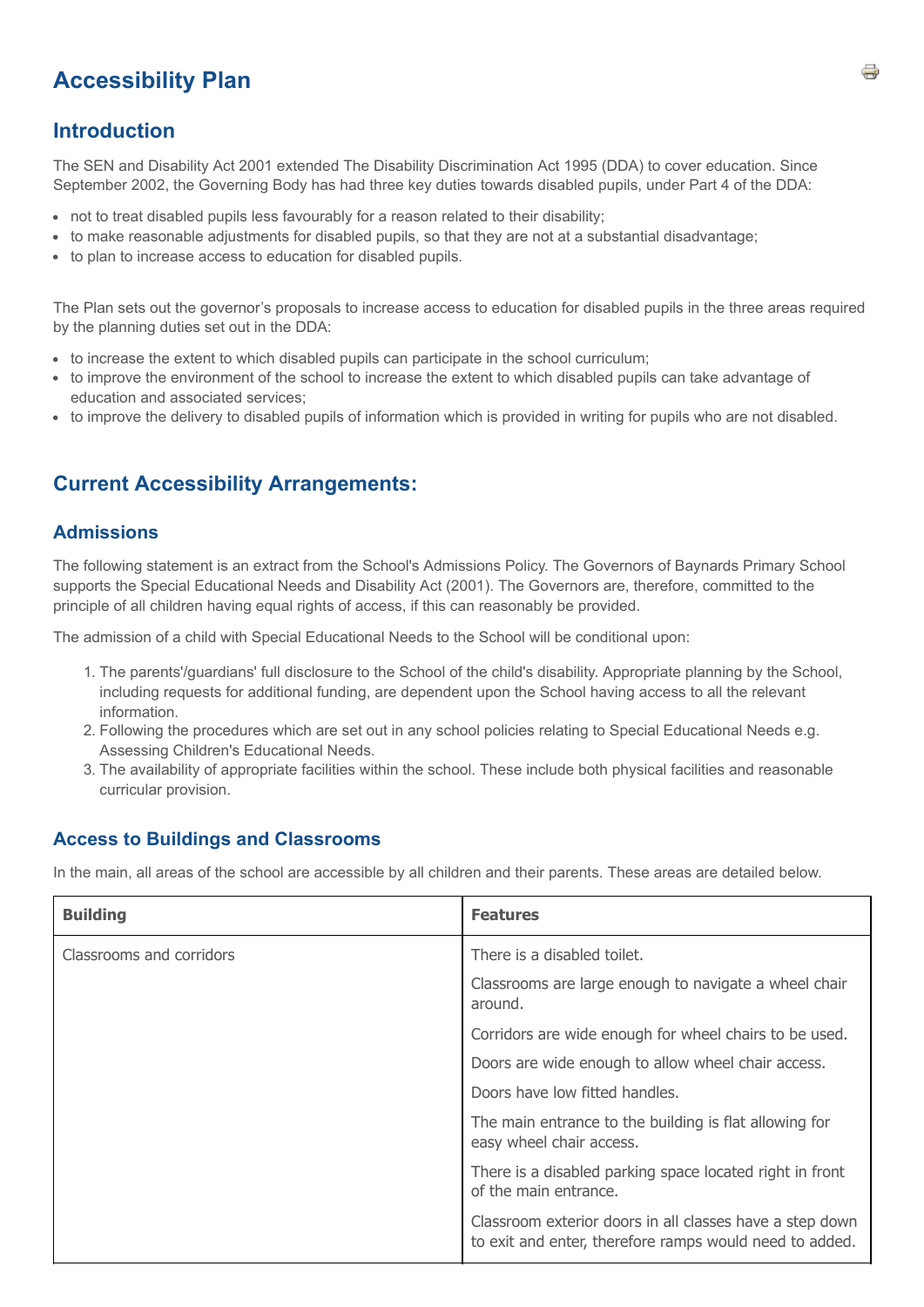# Accessibility Plan

## Introduction

The SEN and Disability Act 2001 extended The Disability Discrimination Act 1995 (DDA) to cover education. Since September 2002, the Governing Body has had three key duties towards disabled pupils, under Part 4 of the DDA:

- not to treat disabled pupils less favourably for a reason related to their disability;
- to make reasonable adjustments for disabled pupils, so that they are not at a substantial disadvantage;
- to plan to increase access to education for disabled pupils.

The Plan sets out the governor's proposals to increase access to education for disabled pupils in the three areas required by the planning duties set out in the DDA:

- to increase the extent to which disabled pupils can participate in the school curriculum;
- to improve the environment of the school to increase the extent to which disabled pupils can take advantage of education and associated services;
- to improve the delivery to disabled pupils of information which is provided in writing for pupils who are not disabled.

## Current Accessibility Arrangements:

### Admissions

The following statement is an extract from the School's Admissions Policy. The Governors of Baynards Primary School supports the Special Educational Needs and Disability Act (2001). The Governors are, therefore, committed to the principle of all children having equal rights of access, if this can reasonably be provided.

The admission of a child with Special Educational Needs to the School will be conditional upon:

1. The parents'/guardians' full disclosure to the School of the child's disability. Appropriate planning by the School, including requests for additional funding, are dependent upon the School having access to all the relevant information.
2. Following the procedures which are set out in any school policies relating to Special Educational Needs e.g. Assessing Children's Educational Needs.
3. The availability of appropriate facilities within the school. These include both physical facilities and reasonable curricular provision.

### Access to Buildings and Classrooms

In the main, all areas of the school are accessible by all children and their parents. These areas are detailed below.

| Building | Features |
|---|---|
| Classrooms and corridors | There is a disabled toilet.<br><br>Classrooms are large enough to navigate a wheel chair around.<br><br>Corridors are wide enough for wheel chairs to be used.<br><br>Doors are wide enough to allow wheel chair access.<br><br>Doors have low fitted handles.<br><br>The main entrance to the building is flat allowing for easy wheel chair access.<br><br>There is a disabled parking space located right in front of the main entrance.<br><br>Classroom exterior doors in all classes have a step down to exit and enter, therefore ramps would need to added. |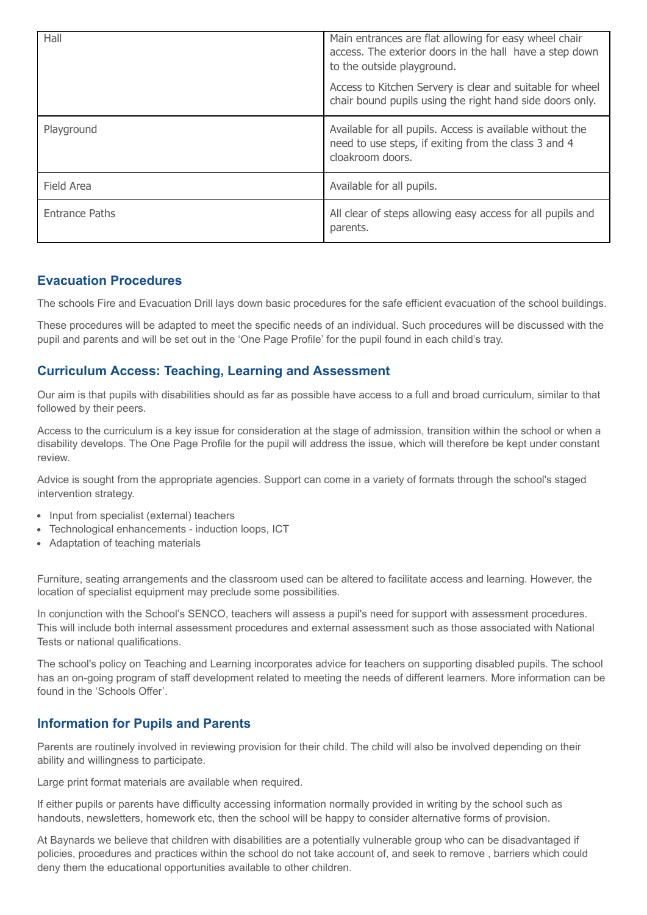| | |
|---|---|
| Hall | Main entrances are flat allowing for easy wheel chair access. The exterior doors in the hall have a step down to the outside playground.<br><br>Access to Kitchen Servery is clear and suitable for wheel chair bound pupils using the right hand side doors only. |
| Playground | Available for all pupils. Access is available without the need to use steps, if exiting from the class 3 and 4 cloakroom doors. |
| Field Area | Available for all pupils. |
| Entrance Paths | All clear of steps allowing easy access for all pupils and parents. |

## Evacuation Procedures

The schools Fire and Evacuation Drill lays down basic procedures for the safe efficient evacuation of the school buildings.

These procedures will be adapted to meet the specific needs of an individual. Such procedures will be discussed with the pupil and parents and will be set out in the 'One Page Profile' for the pupil found in each child's tray.

## Curriculum Access: Teaching, Learning and Assessment

Our aim is that pupils with disabilities should as far as possible have access to a full and broad curriculum, similar to that followed by their peers.

Access to the curriculum is a key issue for consideration at the stage of admission, transition within the school or when a disability develops. The One Page Profile for the pupil will address the issue, which will therefore be kept under constant review.

Advice is sought from the appropriate agencies. Support can come in a variety of formats through the school's staged intervention strategy.

- Input from specialist (external) teachers
- Technological enhancements - induction loops, ICT
- Adaptation of teaching materials

Furniture, seating arrangements and the classroom used can be altered to facilitate access and learning. However, the location of specialist equipment may preclude some possibilities.

In conjunction with the School's SENCO, teachers will assess a pupil's need for support with assessment procedures. This will include both internal assessment procedures and external assessment such as those associated with National Tests or national qualifications.

The school's policy on Teaching and Learning incorporates advice for teachers on supporting disabled pupils. The school has an on-going program of staff development related to meeting the needs of different learners. More information can be found in the 'Schools Offer'.

## Information for Pupils and Parents

Parents are routinely involved in reviewing provision for their child. The child will also be involved depending on their ability and willingness to participate.

Large print format materials are available when required.

If either pupils or parents have difficulty accessing information normally provided in writing by the school such as handouts, newsletters, homework etc, then the school will be happy to consider alternative forms of provision.

At Baynards we believe that children with disabilities are a potentially vulnerable group who can be disadvantaged if policies, procedures and practices within the school do not take account of, and seek to remove , barriers which could deny them the educational opportunities available to other children.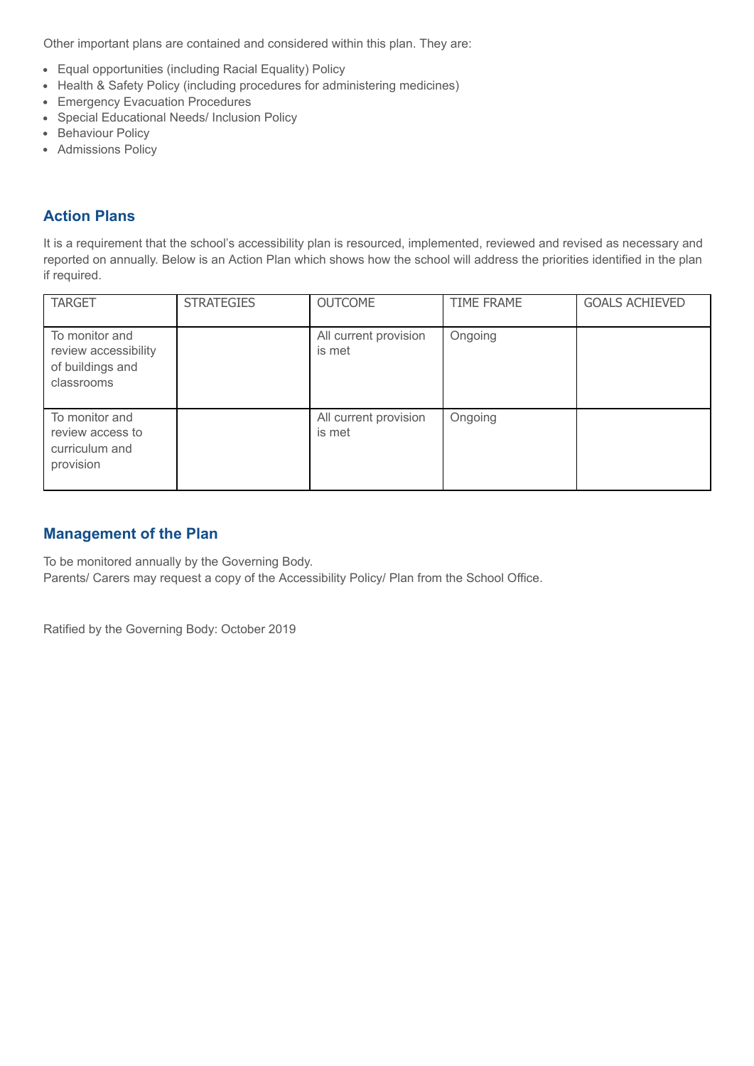Other important plans are contained and considered within this plan. They are:

- Equal opportunities (including Racial Equality) Policy
- Health & Safety Policy (including procedures for administering medicines)
- Emergency Evacuation Procedures
- Special Educational Needs/ Inclusion Policy
- Behaviour Policy
- Admissions Policy

## Action Plans

It is a requirement that the school's accessibility plan is resourced, implemented, reviewed and revised as necessary and reported on annually. Below is an Action Plan which shows how the school will address the priorities identified in the plan if required.

| TARGET | STRATEGIES | OUTCOME | TIME FRAME | GOALS ACHIEVED |
|---|---|---|---|---|
| To monitor and review accessibility of buildings and classrooms | | All current provision is met | Ongoing | |
| To monitor and review access to curriculum and provision | | All current provision is met | Ongoing | |

## Management of the Plan

To be monitored annually by the Governing Body.
Parents/ Carers may request a copy of the Accessibility Policy/ Plan from the School Office.

Ratified by the Governing Body: October 2019